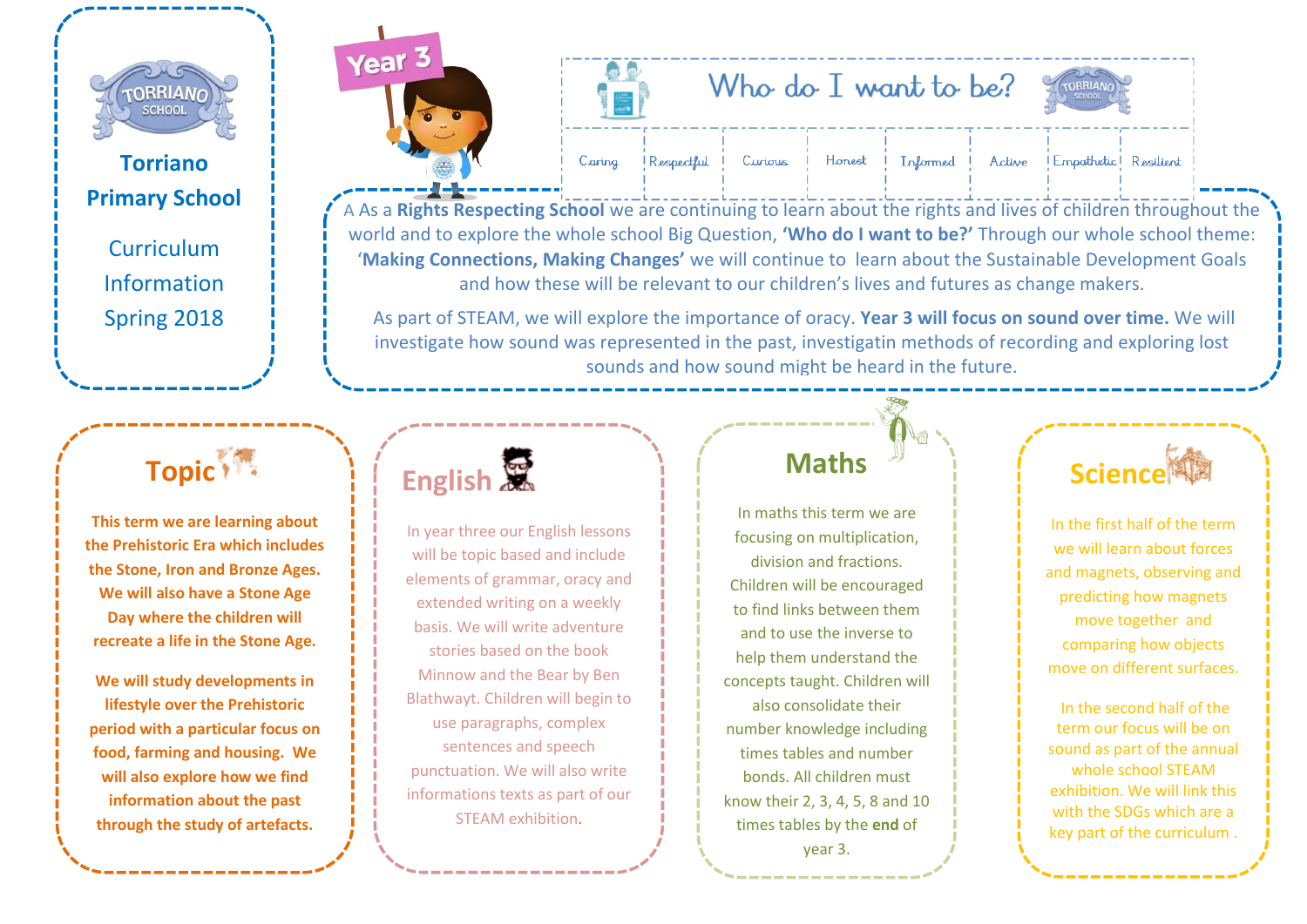# Torriano Primary School

Curriculum Information
Spring 2018

Year 3

## Who do I want to be?

| Caring | Respectful | Curious | Honest | Informed | Active | Empathetic | Resilient |
|---|---|---|---|---|---|---|---|

A As a **Rights Respecting School** we are continuing to learn about the rights and lives of children throughout the world and to explore the whole school Big Question, **'Who do I want to be?'** Through our whole school theme: '**Making Connections, Making Changes'** we will continue to learn about the Sustainable Development Goals and how these will be relevant to our children's lives and futures as change makers.

As part of STEAM, we will explore the importance of oracy. **Year 3 will focus on sound over time.** We will investigate how sound was represented in the past, investigatin methods of recording and exploring lost sounds and how sound might be heard in the future.

## Topic

**This term we are learning about the Prehistoric Era which includes the Stone, Iron and Bronze Ages. We will also have a Stone Age Day where the children will recreate a life in the Stone Age.**

**We will study developments in lifestyle over the Prehistoric period with a particular focus on food, farming and housing. We will also explore how we find information about the past through the study of artefacts.**

## English

In year three our English lessons will be topic based and include elements of grammar, oracy and extended writing on a weekly basis. We will write adventure stories based on the book Minnow and the Bear by Ben Blathwayt. Children will begin to use paragraphs, complex sentences and speech punctuation. We will also write informations texts as part of our STEAM exhibition.

## Maths

In maths this term we are focusing on multiplication, division and fractions. Children will be encouraged to find links between them and to use the inverse to help them understand the concepts taught. Children will also consolidate their number knowledge including times tables and number bonds. All children must know their 2, 3, 4, 5, 8 and 10 times tables by the **end** of year 3.

## Science

In the first half of the term we will learn about forces and magnets, observing and predicting how magnets move together and comparing how objects move on different surfaces.

In the second half of the term our focus will be on sound as part of the annual whole school STEAM exhibition. We will link this with the SDGs which are a key part of the curriculum .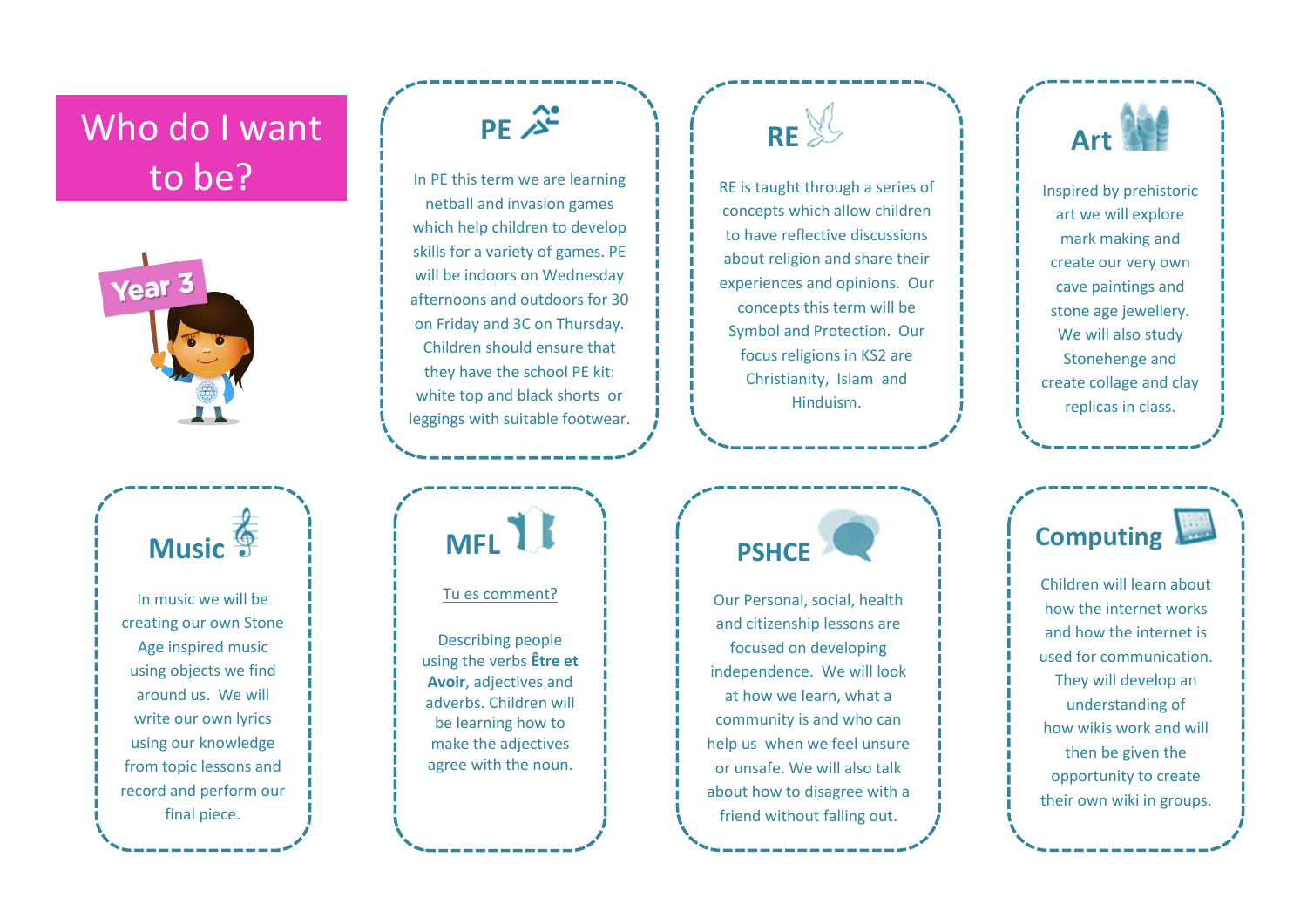# Who do I want to be?

Year 3

## PE

In PE this term we are learning netball and invasion games which help children to develop skills for a variety of games. PE will be indoors on Wednesday afternoons and outdoors for 30 on Friday and 3C on Thursday. Children should ensure that they have the school PE kit: white top and black shorts or leggings with suitable footwear.

## RE

RE is taught through a series of concepts which allow children to have reflective discussions about religion and share their experiences and opinions. Our concepts this term will be Symbol and Protection. Our focus religions in KS2 are Christianity, Islam and Hinduism.

## Art

Inspired by prehistoric art we will explore mark making and create our very own cave paintings and stone age jewellery. We will also study Stonehenge and create collage and clay replicas in class.

## Music

In music we will be creating our own Stone Age inspired music using objects we find around us. We will write our own lyrics using our knowledge from topic lessons and record and perform our final piece.

## MFL

Tu es comment?

Describing people using the verbs **Être et Avoir**, adjectives and adverbs. Children will be learning how to make the adjectives agree with the noun.

## PSHCE

Our Personal, social, health and citizenship lessons are focused on developing independence. We will look at how we learn, what a community is and who can help us when we feel unsure or unsafe. We will also talk about how to disagree with a friend without falling out.

## Computing

Children will learn about how the internet works and how the internet is used for communication. They will develop an understanding of how wikis work and will then be given the opportunity to create their own wiki in groups.